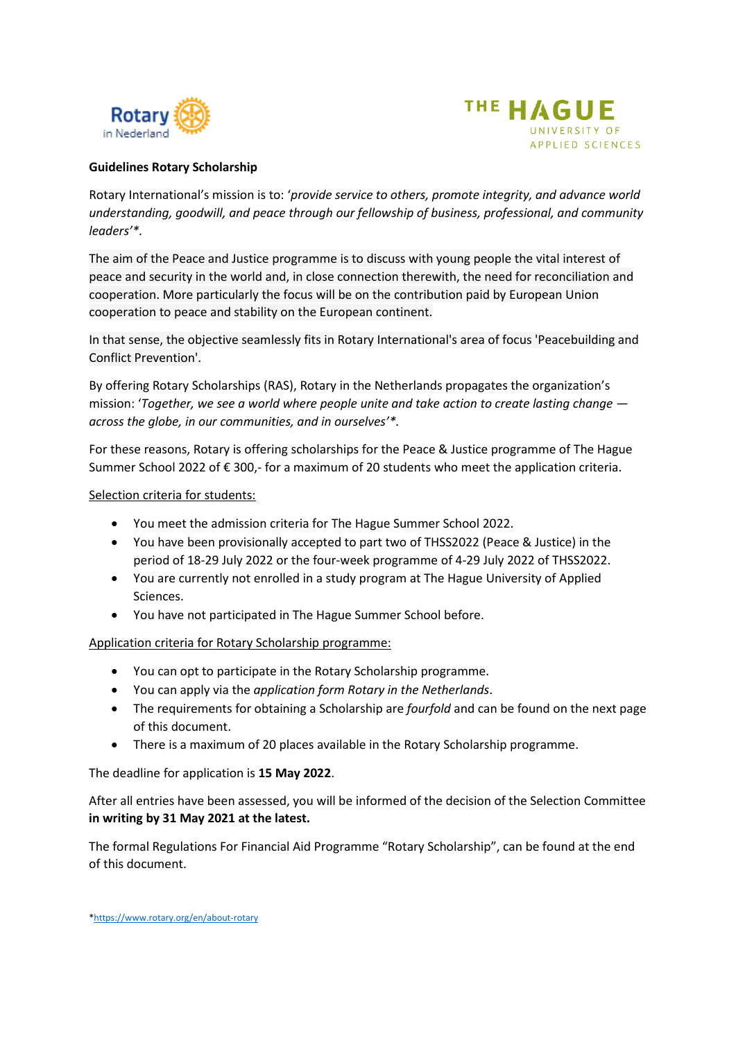**Guidelines Rotary Scholarship**

Rotary International's mission is to: '*provide service to others, promote integrity, and advance world understanding, goodwill, and peace through our fellowship of business, professional, and community leaders'\**.

The aim of the Peace and Justice programme is to discuss with young people the vital interest of peace and security in the world and, in close connection therewith, the need for reconciliation and cooperation. More particularly the focus will be on the contribution paid by European Union cooperation to peace and stability on the European continent.

In that sense, the objective seamlessly fits in Rotary International's area of focus 'Peacebuilding and Conflict Prevention'.

By offering Rotary Scholarships (RAS), Rotary in the Netherlands propagates the organization's mission: '*Together, we see a world where people unite and take action to create lasting change — across the globe, in our communities, and in ourselves'\**.

For these reasons, Rotary is offering scholarships for the Peace & Justice programme of The Hague Summer School 2022 of € 300,- for a maximum of 20 students who meet the application criteria.

<u>Selection criteria for students:</u>

- You meet the admission criteria for The Hague Summer School 2022.
- You have been provisionally accepted to part two of THSS2022 (Peace & Justice) in the period of 18-29 July 2022 or the four-week programme of 4-29 July 2022 of THSS2022.
- You are currently not enrolled in a study program at The Hague University of Applied Sciences.
- You have not participated in The Hague Summer School before.

<u>Application criteria for Rotary Scholarship programme:</u>

- You can opt to participate in the Rotary Scholarship programme.
- You can apply via the *application form Rotary in the Netherlands*.
- The requirements for obtaining a Scholarship are *fourfold* and can be found on the next page of this document.
- There is a maximum of 20 places available in the Rotary Scholarship programme.

The deadline for application is **15 May 2022**.

After all entries have been assessed, you will be informed of the decision of the Selection Committee **in writing by 31 May 2021 at the latest.**

The formal Regulations For Financial Aid Programme "Rotary Scholarship", can be found at the end of this document.

\*https://www.rotary.org/en/about-rotary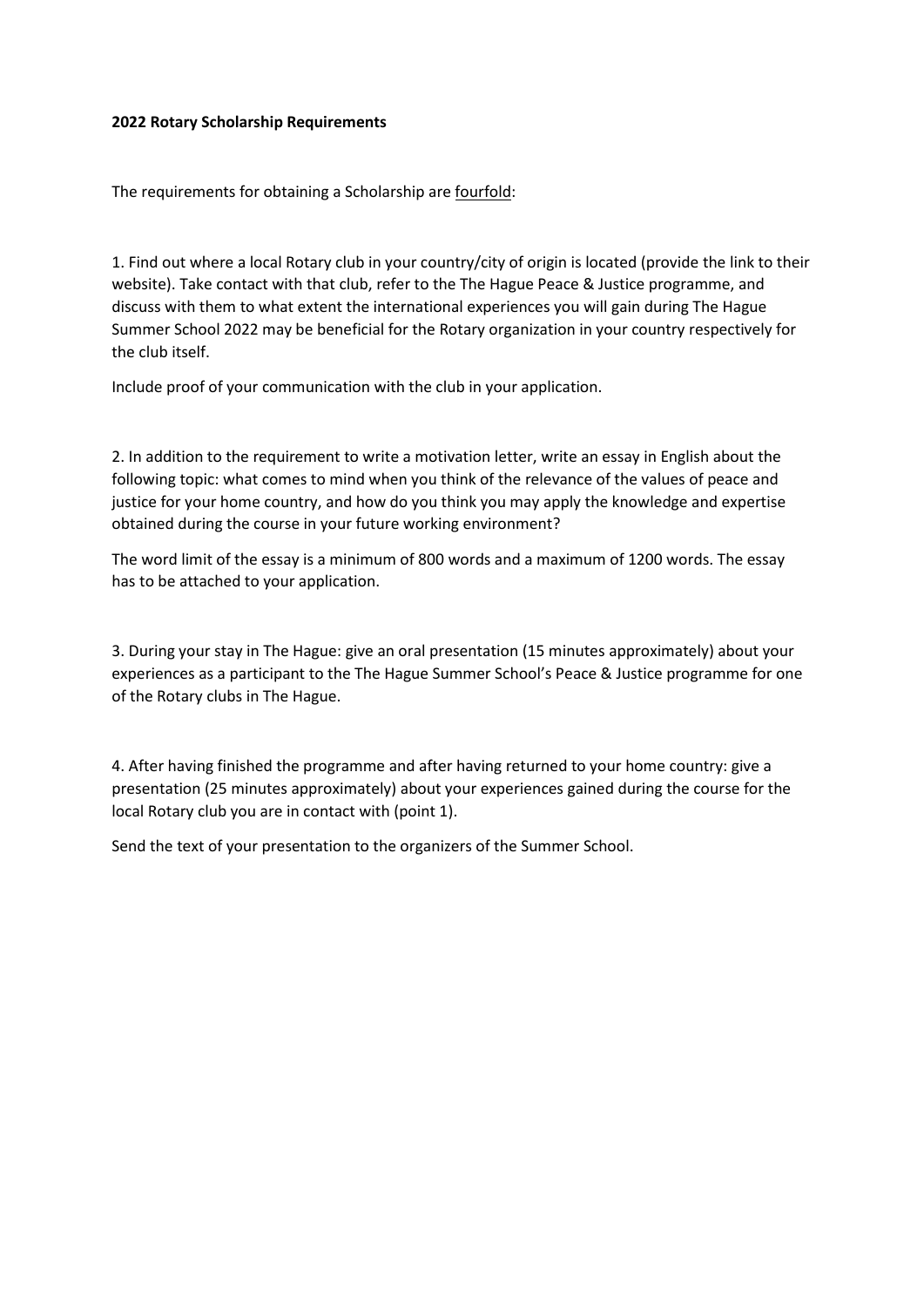**2022 Rotary Scholarship Requirements**

The requirements for obtaining a Scholarship are <u>fourfold</u>:

1. Find out where a local Rotary club in your country/city of origin is located (provide the link to their website). Take contact with that club, refer to the The Hague Peace & Justice programme, and discuss with them to what extent the international experiences you will gain during The Hague Summer School 2022 may be beneficial for the Rotary organization in your country respectively for the club itself.

Include proof of your communication with the club in your application.

2. In addition to the requirement to write a motivation letter, write an essay in English about the following topic: what comes to mind when you think of the relevance of the values of peace and justice for your home country, and how do you think you may apply the knowledge and expertise obtained during the course in your future working environment?

The word limit of the essay is a minimum of 800 words and a maximum of 1200 words. The essay has to be attached to your application.

3. During your stay in The Hague: give an oral presentation (15 minutes approximately) about your experiences as a participant to the The Hague Summer School's Peace & Justice programme for one of the Rotary clubs in The Hague.

4. After having finished the programme and after having returned to your home country: give a presentation (25 minutes approximately) about your experiences gained during the course for the local Rotary club you are in contact with (point 1).

Send the text of your presentation to the organizers of the Summer School.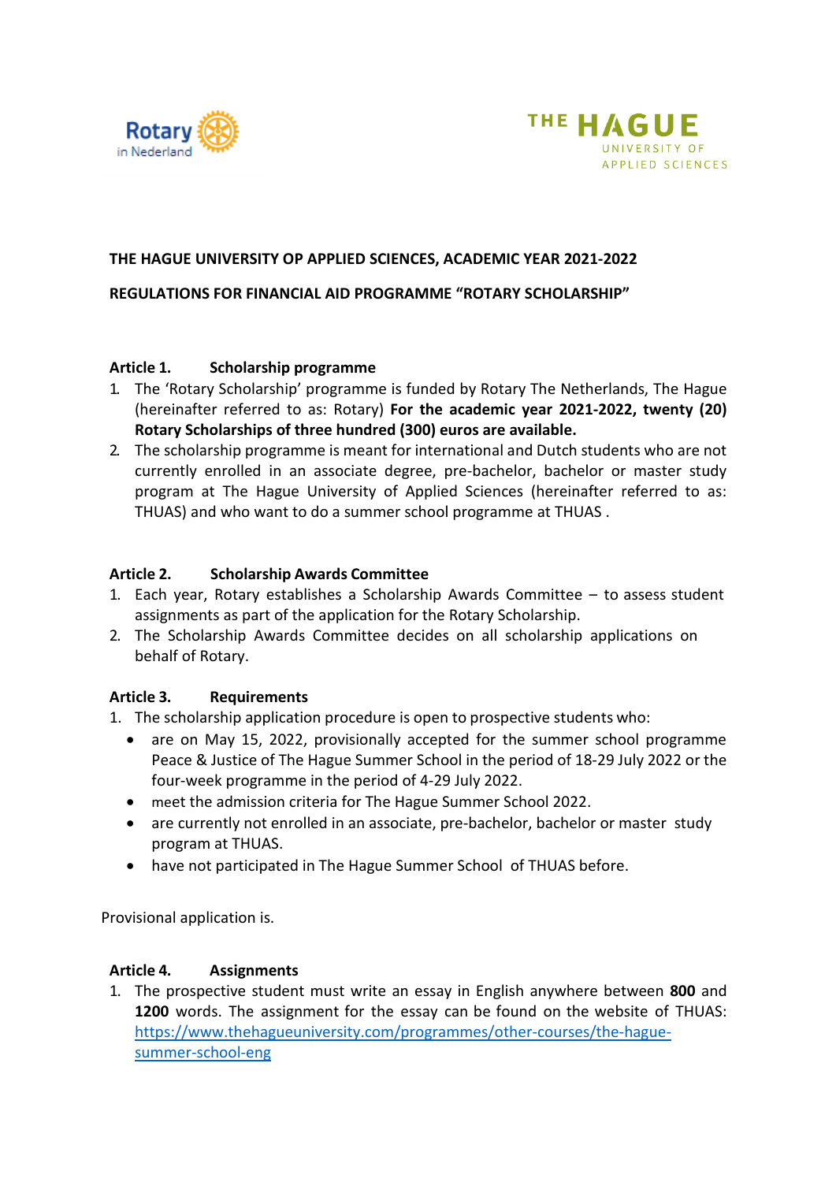THE HAGUE UNIVERSITY OP APPLIED SCIENCES, ACADEMIC YEAR 2021-2022

REGULATIONS FOR FINANCIAL AID PROGRAMME "ROTARY SCHOLARSHIP"

## Article 1. Scholarship programme

1. The 'Rotary Scholarship' programme is funded by Rotary The Netherlands, The Hague (hereinafter referred to as: Rotary) **For the academic year 2021-2022, twenty (20) Rotary Scholarships of three hundred (300) euros are available.**
2. The scholarship programme is meant for international and Dutch students who are not currently enrolled in an associate degree, pre-bachelor, bachelor or master study program at The Hague University of Applied Sciences (hereinafter referred to as: THUAS) and who want to do a summer school programme at THUAS .

## Article 2. Scholarship Awards Committee

1. Each year, Rotary establishes a Scholarship Awards Committee – to assess student assignments as part of the application for the Rotary Scholarship.
2. The Scholarship Awards Committee decides on all scholarship applications on behalf of Rotary.

## Article 3. Requirements

1. The scholarship application procedure is open to prospective students who:
   - are on May 15, 2022, provisionally accepted for the summer school programme Peace & Justice of The Hague Summer School in the period of 18-29 July 2022 or the four-week programme in the period of 4-29 July 2022.
   - meet the admission criteria for The Hague Summer School 2022.
   - are currently not enrolled in an associate, pre-bachelor, bachelor or master study program at THUAS.
   - have not participated in The Hague Summer School of THUAS before.

Provisional application is.

## Article 4. Assignments

1. The prospective student must write an essay in English anywhere between **800** and **1200** words. The assignment for the essay can be found on the website of THUAS: https://www.thehagueuniversity.com/programmes/other-courses/the-hague-summer-school-eng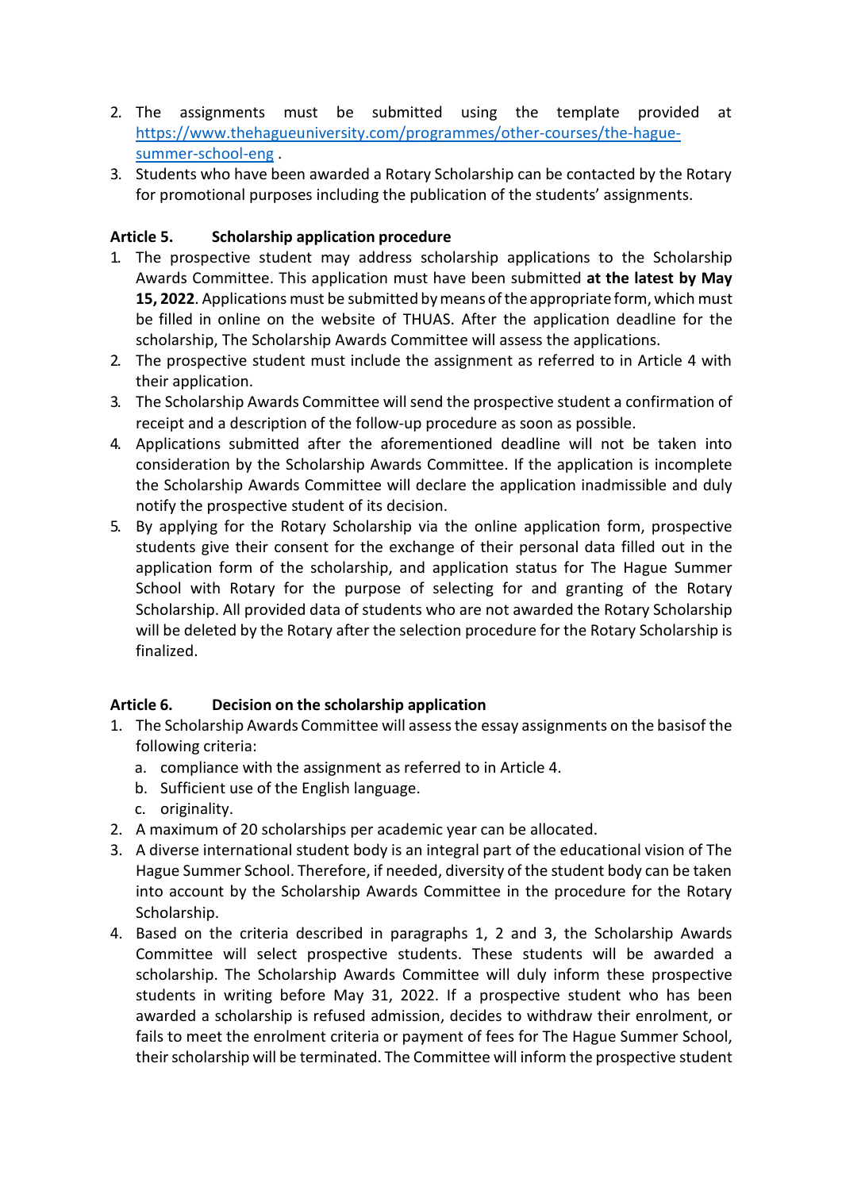2. The assignments must be submitted using the template provided at https://www.thehagueuniversity.com/programmes/other-courses/the-hague-summer-school-eng .
3. Students who have been awarded a Rotary Scholarship can be contacted by the Rotary for promotional purposes including the publication of the students' assignments.

**Article 5. Scholarship application procedure**

1. The prospective student may address scholarship applications to the Scholarship Awards Committee. This application must have been submitted **at the latest by May 15, 2022**. Applications must be submitted by means of the appropriate form, which must be filled in online on the website of THUAS. After the application deadline for the scholarship, The Scholarship Awards Committee will assess the applications.
2. The prospective student must include the assignment as referred to in Article 4 with their application.
3. The Scholarship Awards Committee will send the prospective student a confirmation of receipt and a description of the follow-up procedure as soon as possible.
4. Applications submitted after the aforementioned deadline will not be taken into consideration by the Scholarship Awards Committee. If the application is incomplete the Scholarship Awards Committee will declare the application inadmissible and duly notify the prospective student of its decision.
5. By applying for the Rotary Scholarship via the online application form, prospective students give their consent for the exchange of their personal data filled out in the application form of the scholarship, and application status for The Hague Summer School with Rotary for the purpose of selecting for and granting of the Rotary Scholarship. All provided data of students who are not awarded the Rotary Scholarship will be deleted by the Rotary after the selection procedure for the Rotary Scholarship is finalized.

**Article 6. Decision on the scholarship application**

1. The Scholarship Awards Committee will assess the essay assignments on the basisof the following criteria:
   a. compliance with the assignment as referred to in Article 4.
   b. Sufficient use of the English language.
   c. originality.
2. A maximum of 20 scholarships per academic year can be allocated.
3. A diverse international student body is an integral part of the educational vision of The Hague Summer School. Therefore, if needed, diversity of the student body can be taken into account by the Scholarship Awards Committee in the procedure for the Rotary Scholarship.
4. Based on the criteria described in paragraphs 1, 2 and 3, the Scholarship Awards Committee will select prospective students. These students will be awarded a scholarship. The Scholarship Awards Committee will duly inform these prospective students in writing before May 31, 2022. If a prospective student who has been awarded a scholarship is refused admission, decides to withdraw their enrolment, or fails to meet the enrolment criteria or payment of fees for The Hague Summer School, their scholarship will be terminated. The Committee will inform the prospective student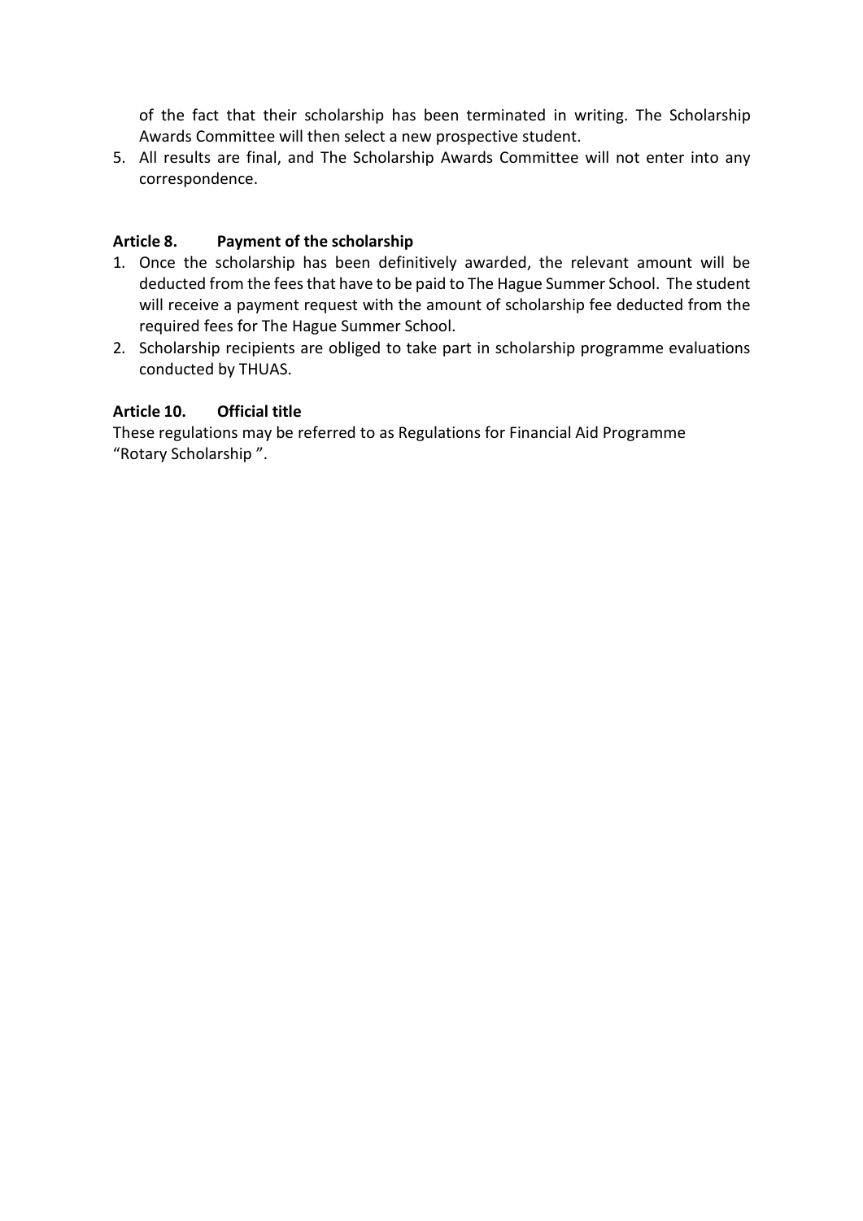of the fact that their scholarship has been terminated in writing. The Scholarship Awards Committee will then select a new prospective student.

5. All results are final, and The Scholarship Awards Committee will not enter into any correspondence.

### Article 8. Payment of the scholarship

1. Once the scholarship has been definitively awarded, the relevant amount will be deducted from the fees that have to be paid to The Hague Summer School. The student will receive a payment request with the amount of scholarship fee deducted from the required fees for The Hague Summer School.
2. Scholarship recipients are obliged to take part in scholarship programme evaluations conducted by THUAS.

### Article 10. Official title

These regulations may be referred to as Regulations for Financial Aid Programme "Rotary Scholarship ".